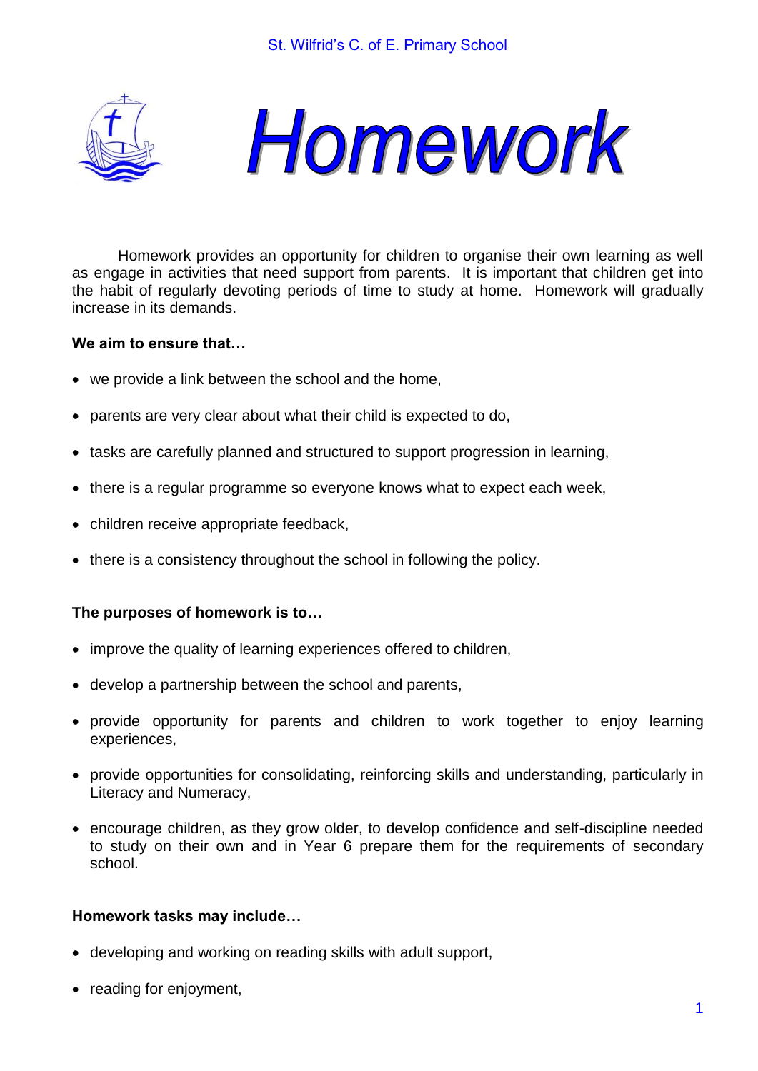St. Wilfrid's C. of E. Primary School

# Homework

Homework provides an opportunity for children to organise their own learning as well as engage in activities that need support from parents. It is important that children get into the habit of regularly devoting periods of time to study at home. Homework will gradually increase in its demands.

**We aim to ensure that…**

- we provide a link between the school and the home,
- parents are very clear about what their child is expected to do,
- tasks are carefully planned and structured to support progression in learning,
- there is a regular programme so everyone knows what to expect each week,
- children receive appropriate feedback,
- there is a consistency throughout the school in following the policy.

**The purposes of homework is to…**

- improve the quality of learning experiences offered to children,
- develop a partnership between the school and parents,
- provide opportunity for parents and children to work together to enjoy learning experiences,
- provide opportunities for consolidating, reinforcing skills and understanding, particularly in Literacy and Numeracy,
- encourage children, as they grow older, to develop confidence and self-discipline needed to study on their own and in Year 6 prepare them for the requirements of secondary school.

**Homework tasks may include…**

- developing and working on reading skills with adult support,
- reading for enjoyment,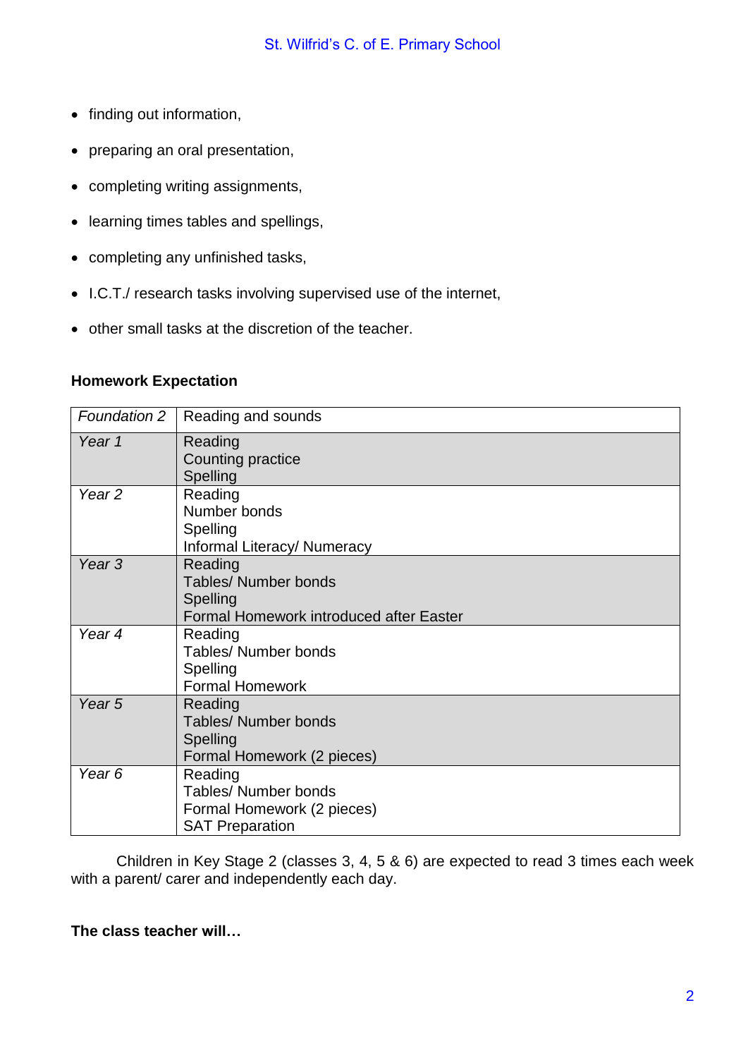- finding out information,
- preparing an oral presentation,
- completing writing assignments,
- learning times tables and spellings,
- completing any unfinished tasks,
- I.C.T./ research tasks involving supervised use of the internet,
- other small tasks at the discretion of the teacher.

**Homework Expectation**

| *Foundation 2* | Reading and sounds |
|---|---|
| *Year 1* | Reading<br>Counting practice<br>Spelling |
| *Year 2* | Reading<br>Number bonds<br>Spelling<br>Informal Literacy/ Numeracy |
| *Year 3* | Reading<br>Tables/ Number bonds<br>Spelling<br>Formal Homework introduced after Easter |
| *Year 4* | Reading<br>Tables/ Number bonds<br>Spelling<br>Formal Homework |
| *Year 5* | Reading<br>Tables/ Number bonds<br>Spelling<br>Formal Homework (2 pieces) |
| *Year 6* | Reading<br>Tables/ Number bonds<br>Formal Homework (2 pieces)<br>SAT Preparation |

Children in Key Stage 2 (classes 3, 4, 5 & 6) are expected to read 3 times each week with a parent/ carer and independently each day.

**The class teacher will…**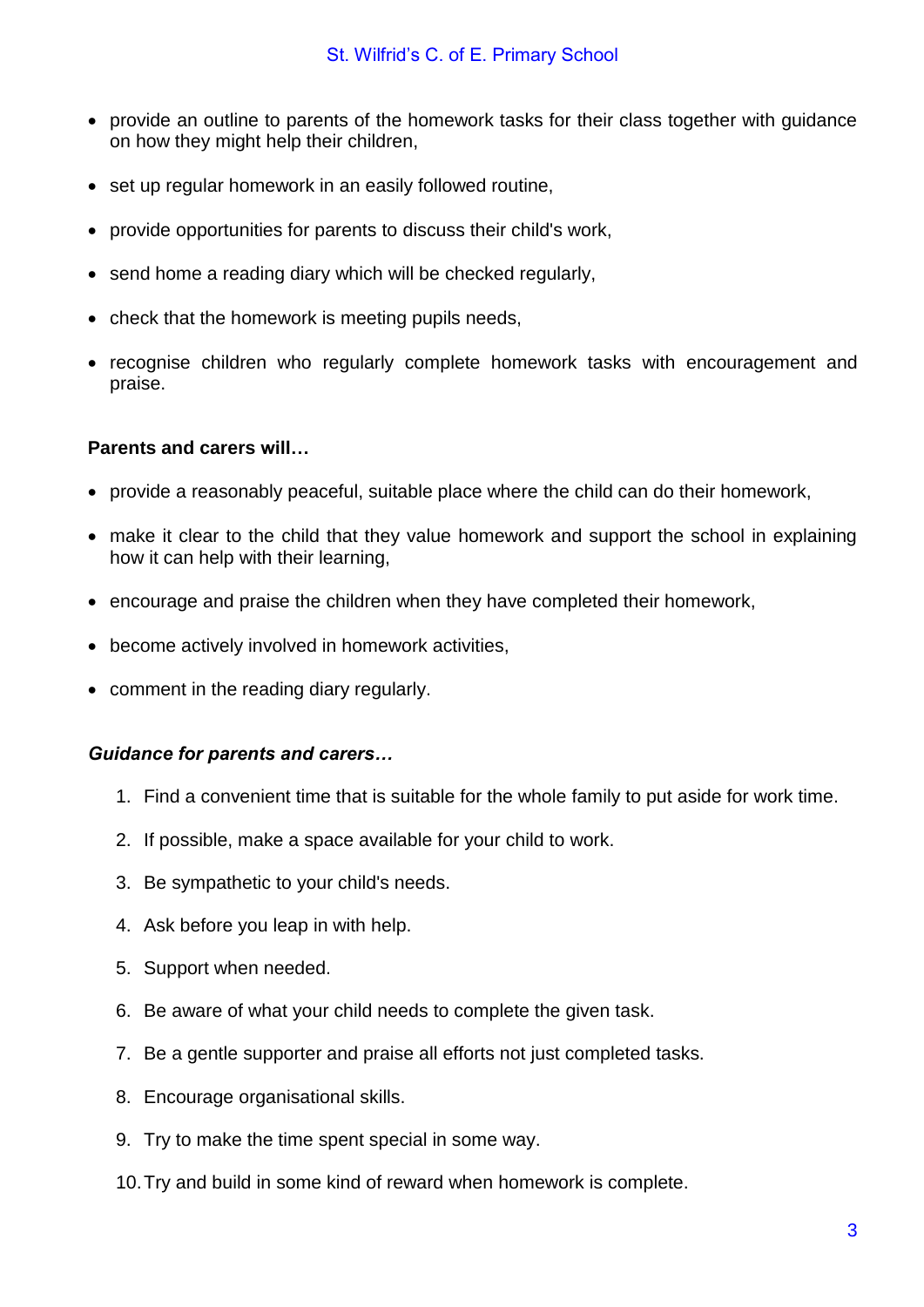- provide an outline to parents of the homework tasks for their class together with guidance on how they might help their children,
- set up regular homework in an easily followed routine,
- provide opportunities for parents to discuss their child's work,
- send home a reading diary which will be checked regularly,
- check that the homework is meeting pupils needs,
- recognise children who regularly complete homework tasks with encouragement and praise.

**Parents and carers will…**

- provide a reasonably peaceful, suitable place where the child can do their homework,
- make it clear to the child that they value homework and support the school in explaining how it can help with their learning,
- encourage and praise the children when they have completed their homework,
- become actively involved in homework activities,
- comment in the reading diary regularly.

***Guidance for parents and carers…***

1. Find a convenient time that is suitable for the whole family to put aside for work time.
2. If possible, make a space available for your child to work.
3. Be sympathetic to your child's needs.
4. Ask before you leap in with help.
5. Support when needed.
6. Be aware of what your child needs to complete the given task.
7. Be a gentle supporter and praise all efforts not just completed tasks.
8. Encourage organisational skills.
9. Try to make the time spent special in some way.
10. Try and build in some kind of reward when homework is complete.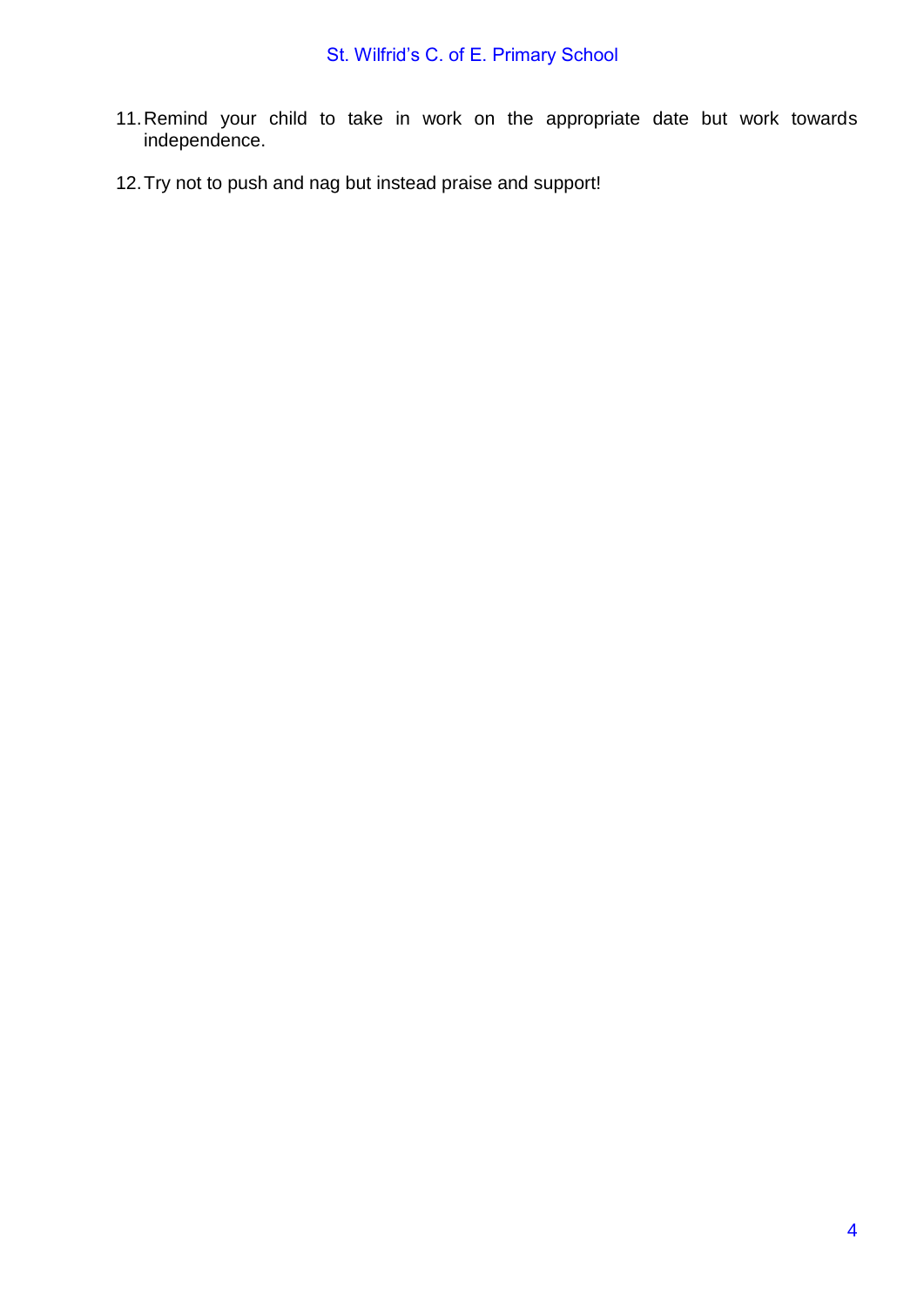11. Remind your child to take in work on the appropriate date but work towards independence.

12. Try not to push and nag but instead praise and support!